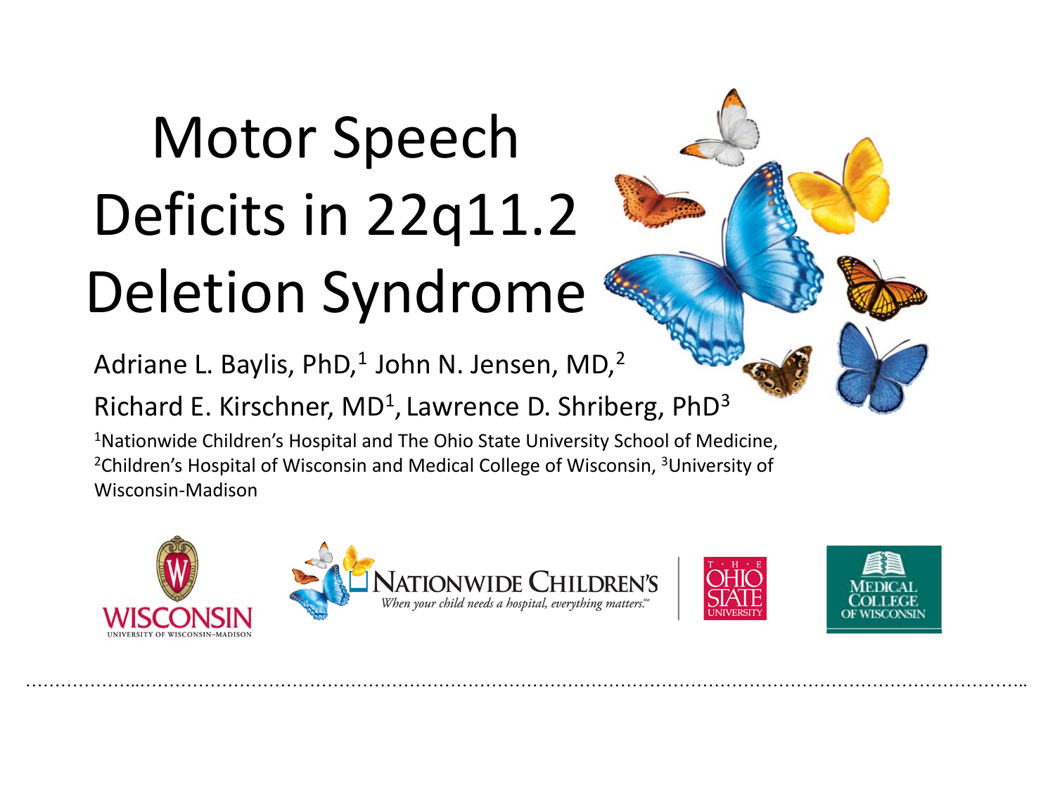# Motor Speech Deficits in 22q11.2 Deletion Syndrome

Adriane L. Baylis, PhD,[1] John N. Jensen, MD,[2]
Richard E. Kirschner, MD[1], Lawrence D. Shriberg, PhD[3]

[1]Nationwide Children's Hospital and The Ohio State University School of Medicine, [2]Children's Hospital of Wisconsin and Medical College of Wisconsin, [3]University of Wisconsin-Madison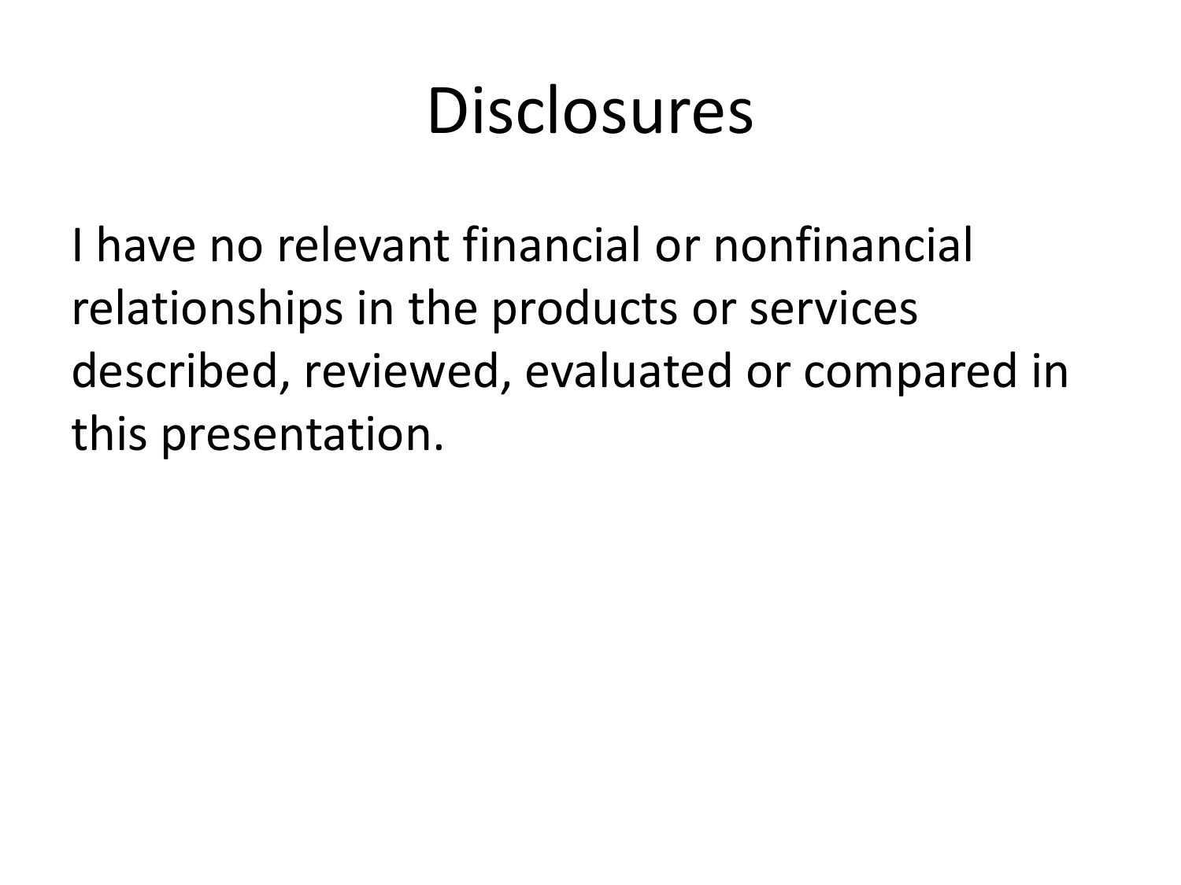# Disclosures

I have no relevant financial or nonfinancial relationships in the products or services described, reviewed, evaluated or compared in this presentation.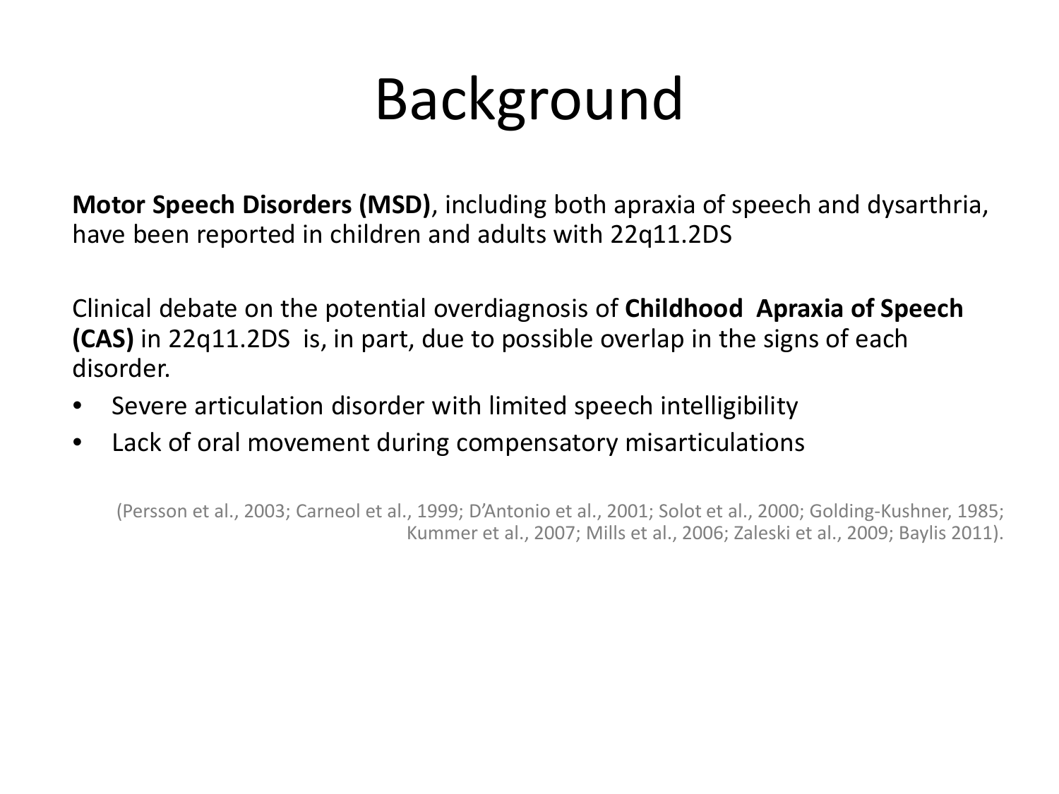# Background

**Motor Speech Disorders (MSD)**, including both apraxia of speech and dysarthria, have been reported in children and adults with 22q11.2DS

Clinical debate on the potential overdiagnosis of **Childhood Apraxia of Speech (CAS)** in 22q11.2DS is, in part, due to possible overlap in the signs of each disorder.

- Severe articulation disorder with limited speech intelligibility
- Lack of oral movement during compensatory misarticulations

(Persson et al., 2003; Carneol et al., 1999; D'Antonio et al., 2001; Solot et al., 2000; Golding-Kushner, 1985; Kummer et al., 2007; Mills et al., 2006; Zaleski et al., 2009; Baylis 2011).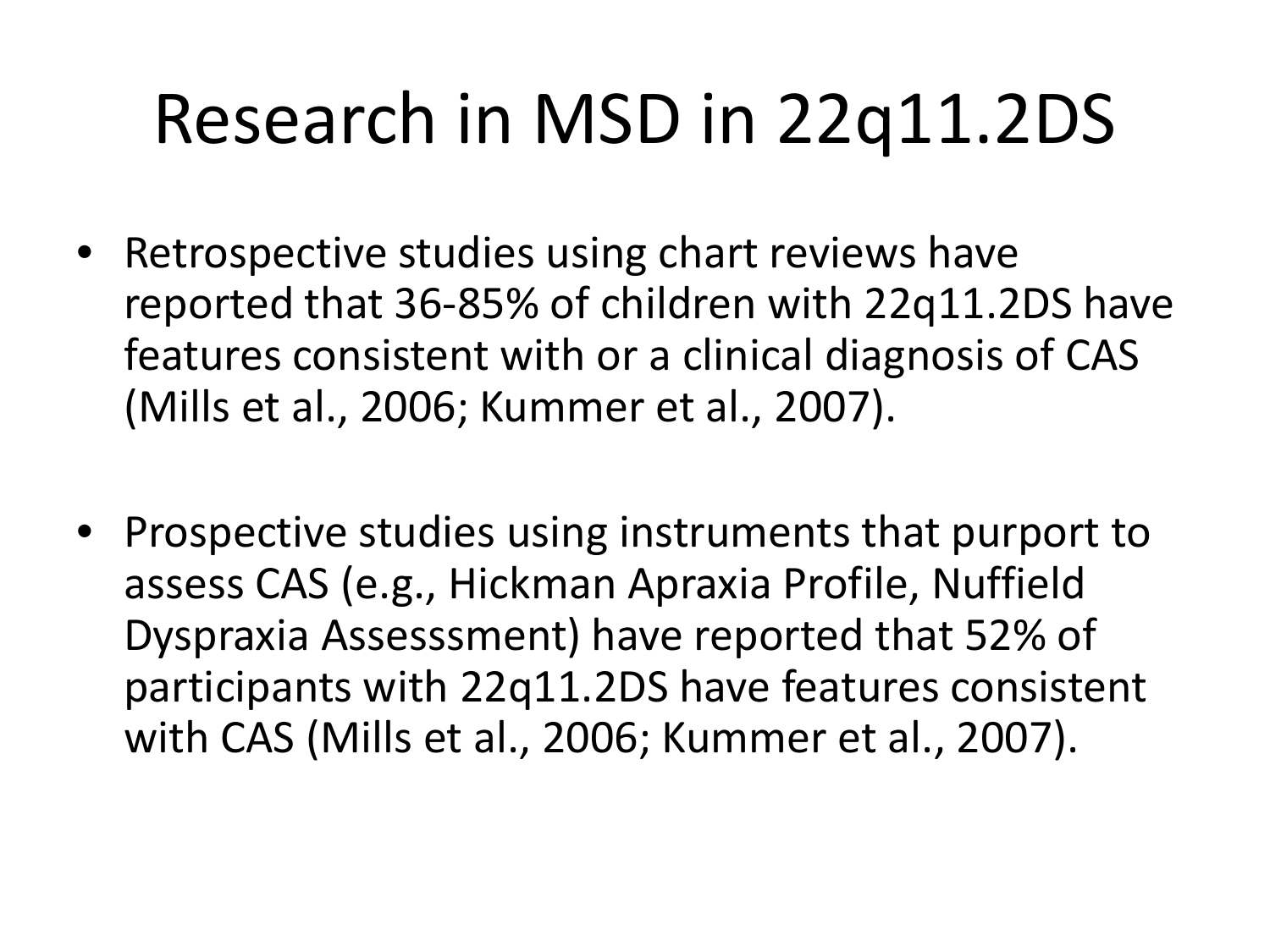# Research in MSD in 22q11.2DS

- Retrospective studies using chart reviews have reported that 36-85% of children with 22q11.2DS have features consistent with or a clinical diagnosis of CAS (Mills et al., 2006; Kummer et al., 2007).

- Prospective studies using instruments that purport to assess CAS (e.g., Hickman Apraxia Profile, Nuffield Dyspraxia Assesssment) have reported that 52% of participants with 22q11.2DS have features consistent with CAS (Mills et al., 2006; Kummer et al., 2007).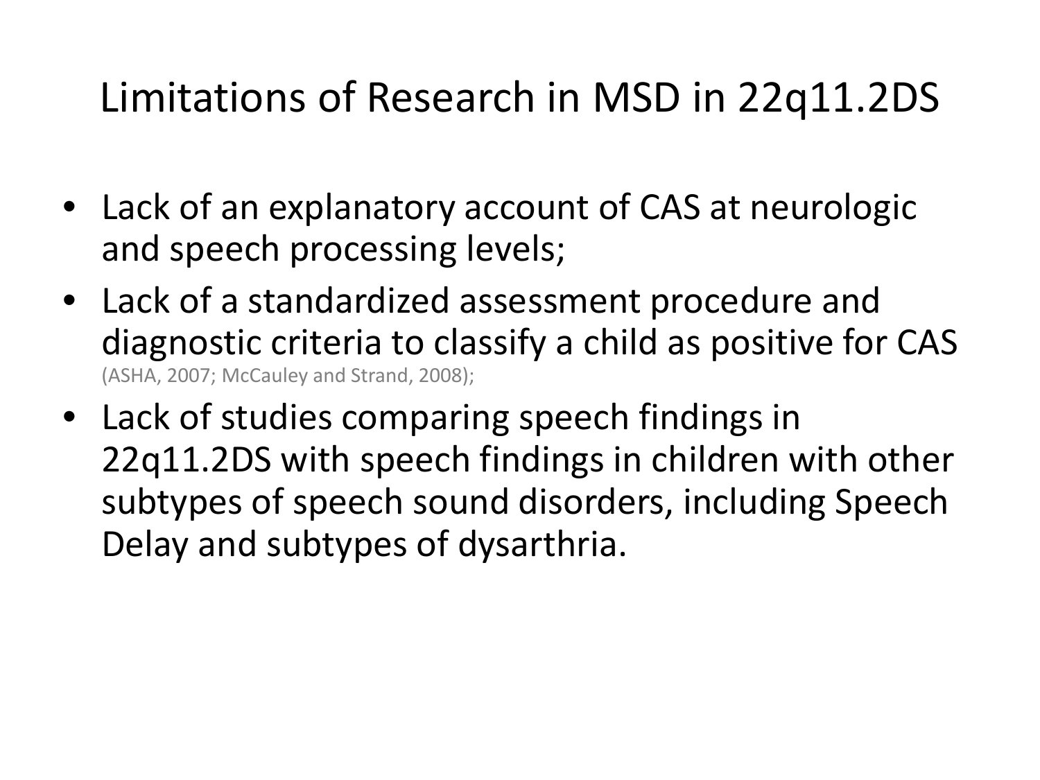# Limitations of Research in MSD in 22q11.2DS

- Lack of an explanatory account of CAS at neurologic and speech processing levels;
- Lack of a standardized assessment procedure and diagnostic criteria to classify a child as positive for CAS (ASHA, 2007; McCauley and Strand, 2008);
- Lack of studies comparing speech findings in 22q11.2DS with speech findings in children with other subtypes of speech sound disorders, including Speech Delay and subtypes of dysarthria.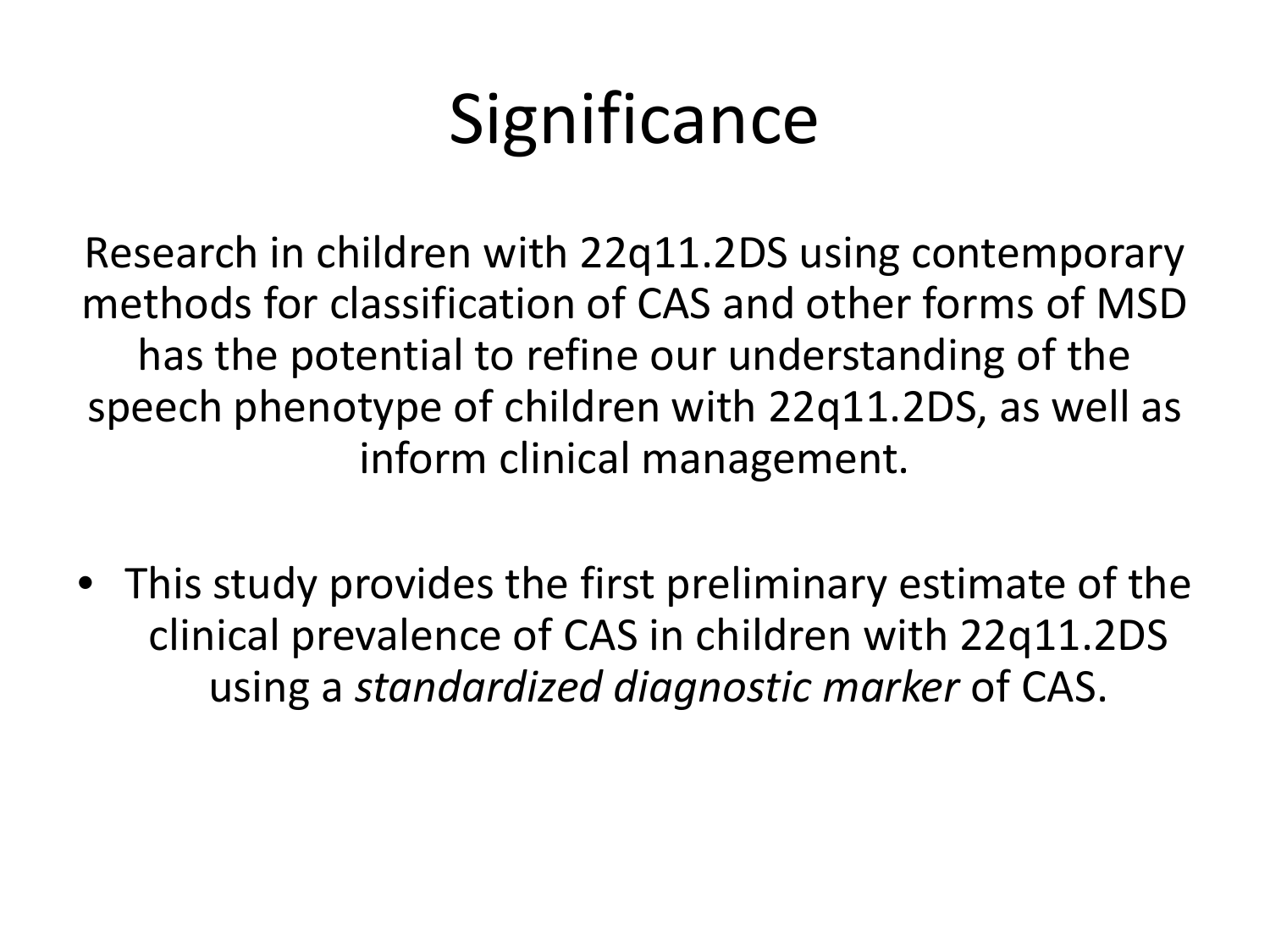# Significance

Research in children with 22q11.2DS using contemporary methods for classification of CAS and other forms of MSD has the potential to refine our understanding of the speech phenotype of children with 22q11.2DS, as well as inform clinical management.

- This study provides the first preliminary estimate of the clinical prevalence of CAS in children with 22q11.2DS using a *standardized diagnostic marker* of CAS.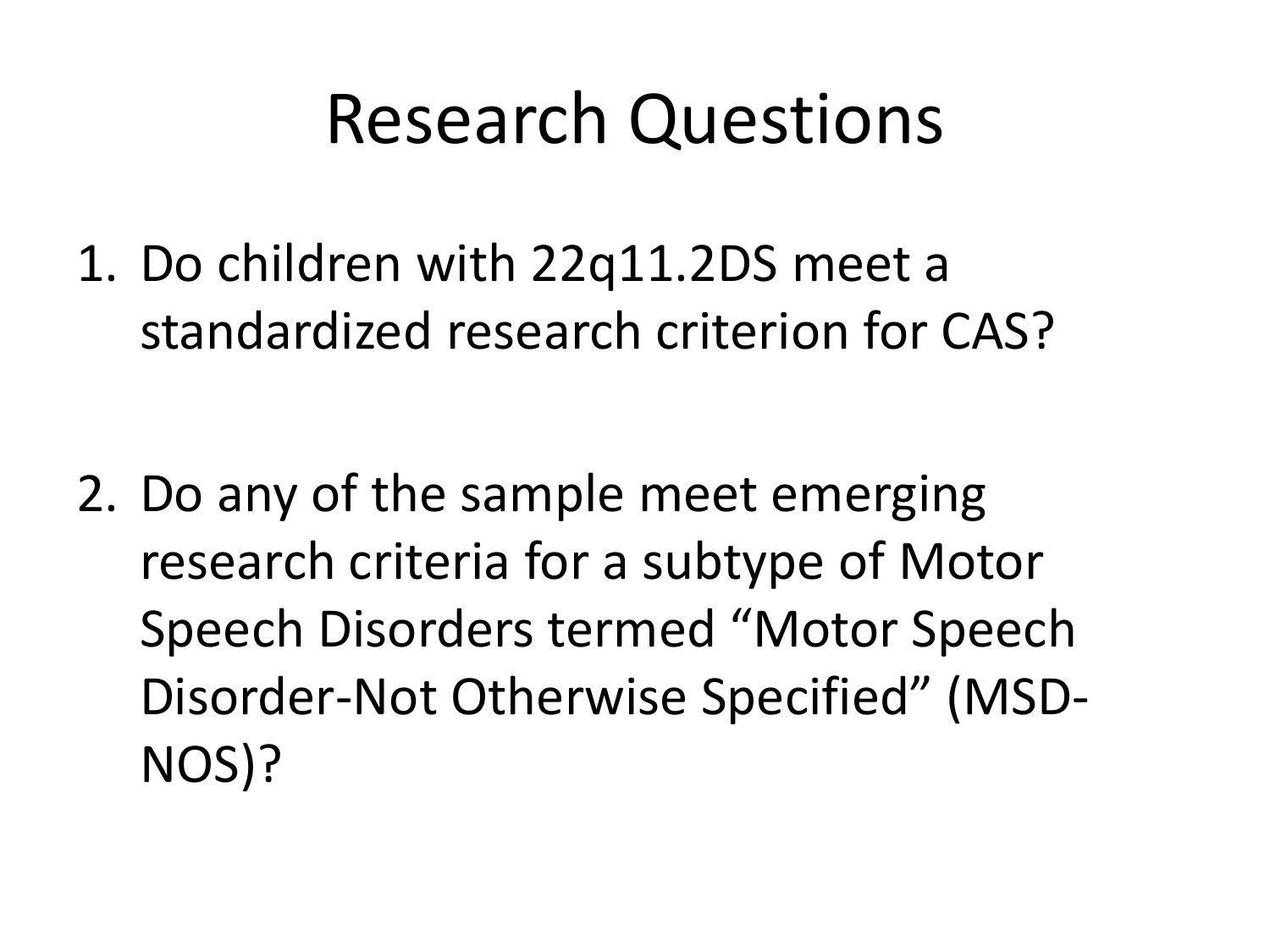# Research Questions

1. Do children with 22q11.2DS meet a standardized research criterion for CAS?

2. Do any of the sample meet emerging research criteria for a subtype of Motor Speech Disorders termed "Motor Speech Disorder-Not Otherwise Specified" (MSD-NOS)?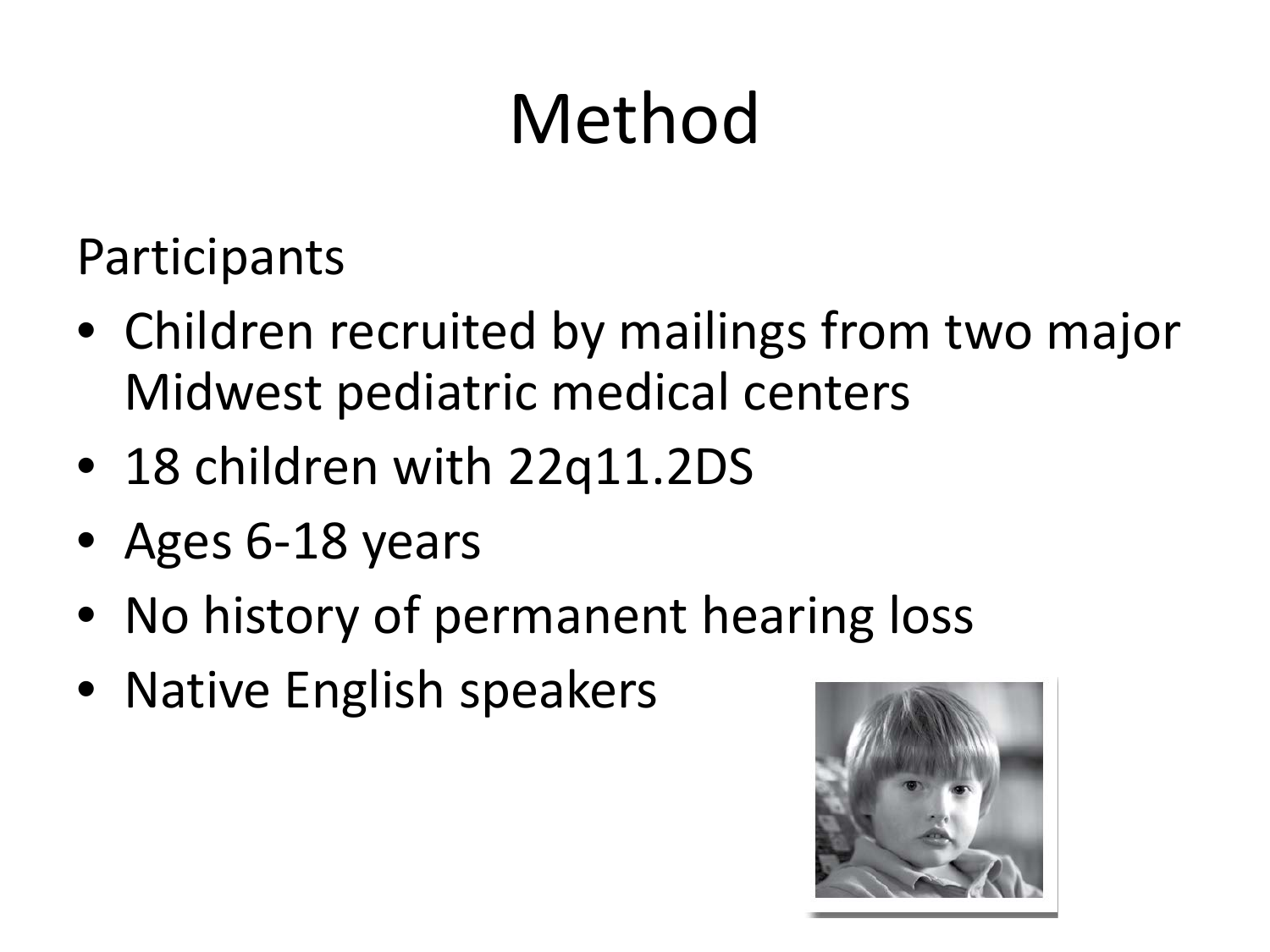# Method

Participants

- Children recruited by mailings from two major Midwest pediatric medical centers
- 18 children with 22q11.2DS
- Ages 6-18 years
- No history of permanent hearing loss
- Native English speakers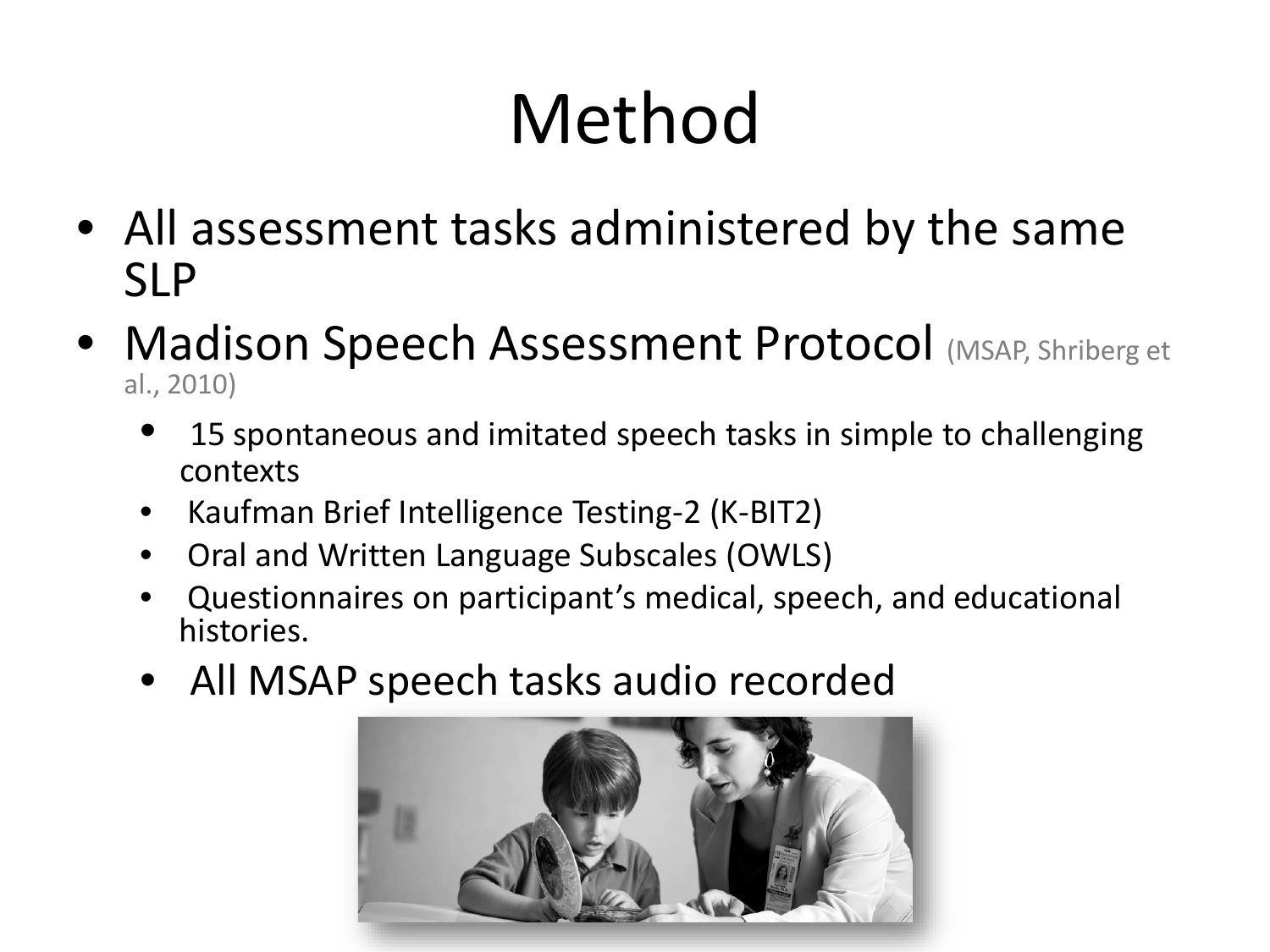# Method

- All assessment tasks administered by the same SLP
- Madison Speech Assessment Protocol (MSAP, Shriberg et al., 2010)
  - 15 spontaneous and imitated speech tasks in simple to challenging contexts
  - Kaufman Brief Intelligence Testing-2 (K-BIT2)
  - Oral and Written Language Subscales (OWLS)
  - Questionnaires on participant's medical, speech, and educational histories.
  - All MSAP speech tasks audio recorded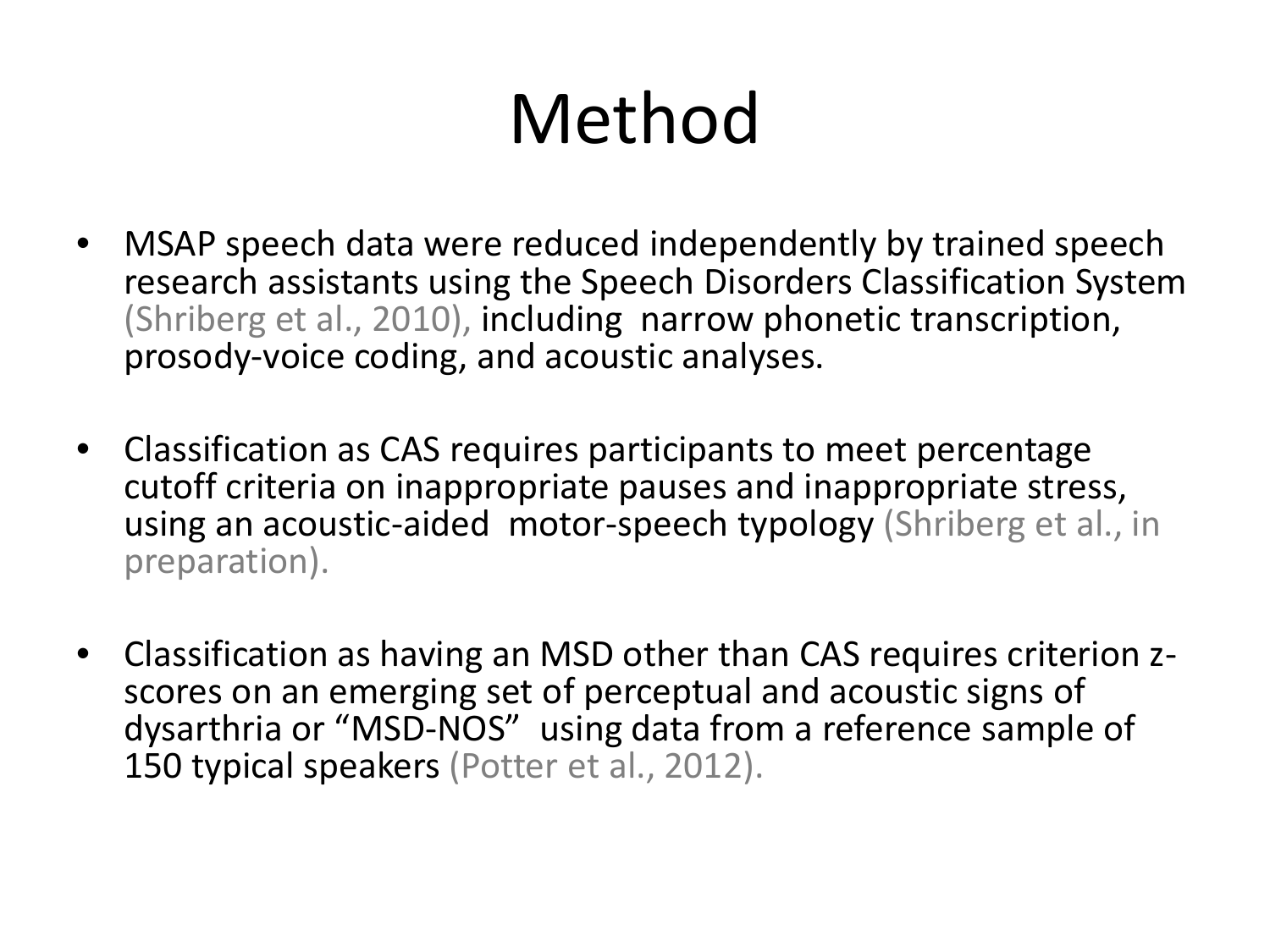# Method

- MSAP speech data were reduced independently by trained speech research assistants using the Speech Disorders Classification System (Shriberg et al., 2010), including narrow phonetic transcription, prosody-voice coding, and acoustic analyses.

- Classification as CAS requires participants to meet percentage cutoff criteria on inappropriate pauses and inappropriate stress, using an acoustic-aided motor-speech typology (Shriberg et al., in preparation).

- Classification as having an MSD other than CAS requires criterion z-scores on an emerging set of perceptual and acoustic signs of dysarthria or "MSD-NOS" using data from a reference sample of 150 typical speakers (Potter et al., 2012).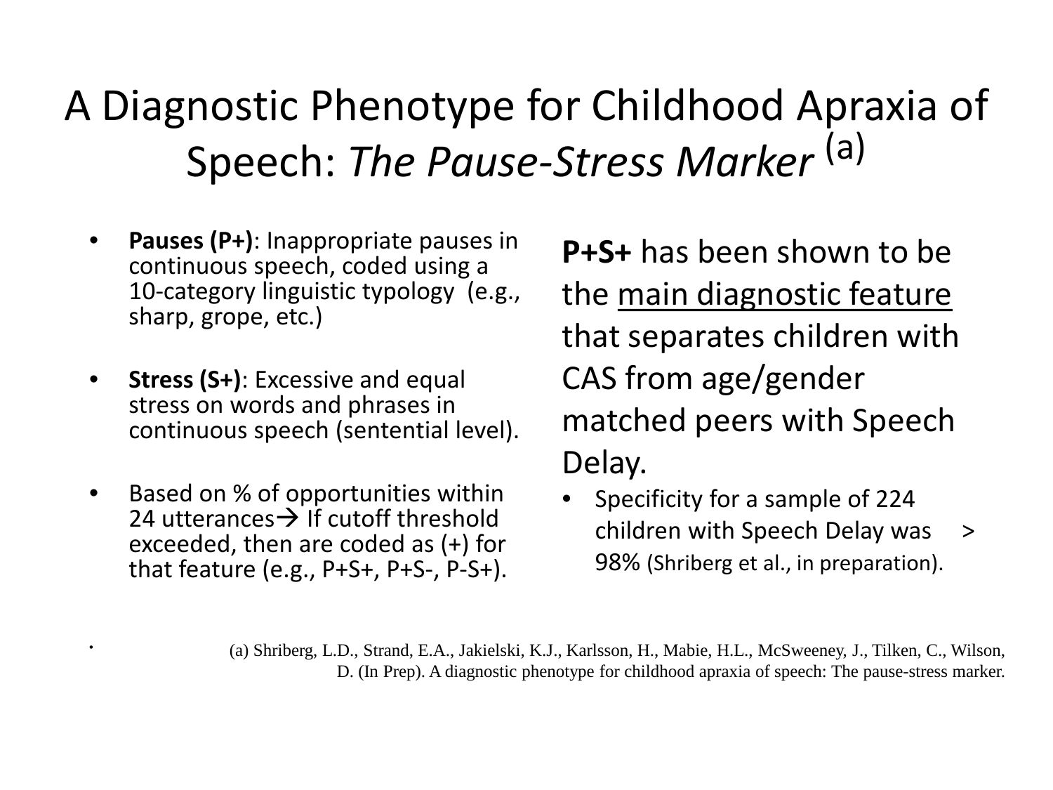# A Diagnostic Phenotype for Childhood Apraxia of Speech: *The Pause-Stress Marker* [(a)]

- **Pauses (P+)**: Inappropriate pauses in continuous speech, coded using a 10-category linguistic typology (e.g., sharp, grope, etc.)
- **Stress (S+)**: Excessive and equal stress on words and phrases in continuous speech (sentential level).
- Based on % of opportunities within 24 utterances→ If cutoff threshold exceeded, then are coded as (+) for that feature (e.g., P+S+, P+S-, P-S+).

**P+S+** has been shown to be the <u>main diagnostic feature</u> that separates children with CAS from age/gender matched peers with Speech Delay.

- Specificity for a sample of 224 children with Speech Delay was > 98% (Shriberg et al., in preparation).

(a) Shriberg, L.D., Strand, E.A., Jakielski, K.J., Karlsson, H., Mabie, H.L., McSweeney, J., Tilken, C., Wilson, D. (In Prep). A diagnostic phenotype for childhood apraxia of speech: The pause-stress marker.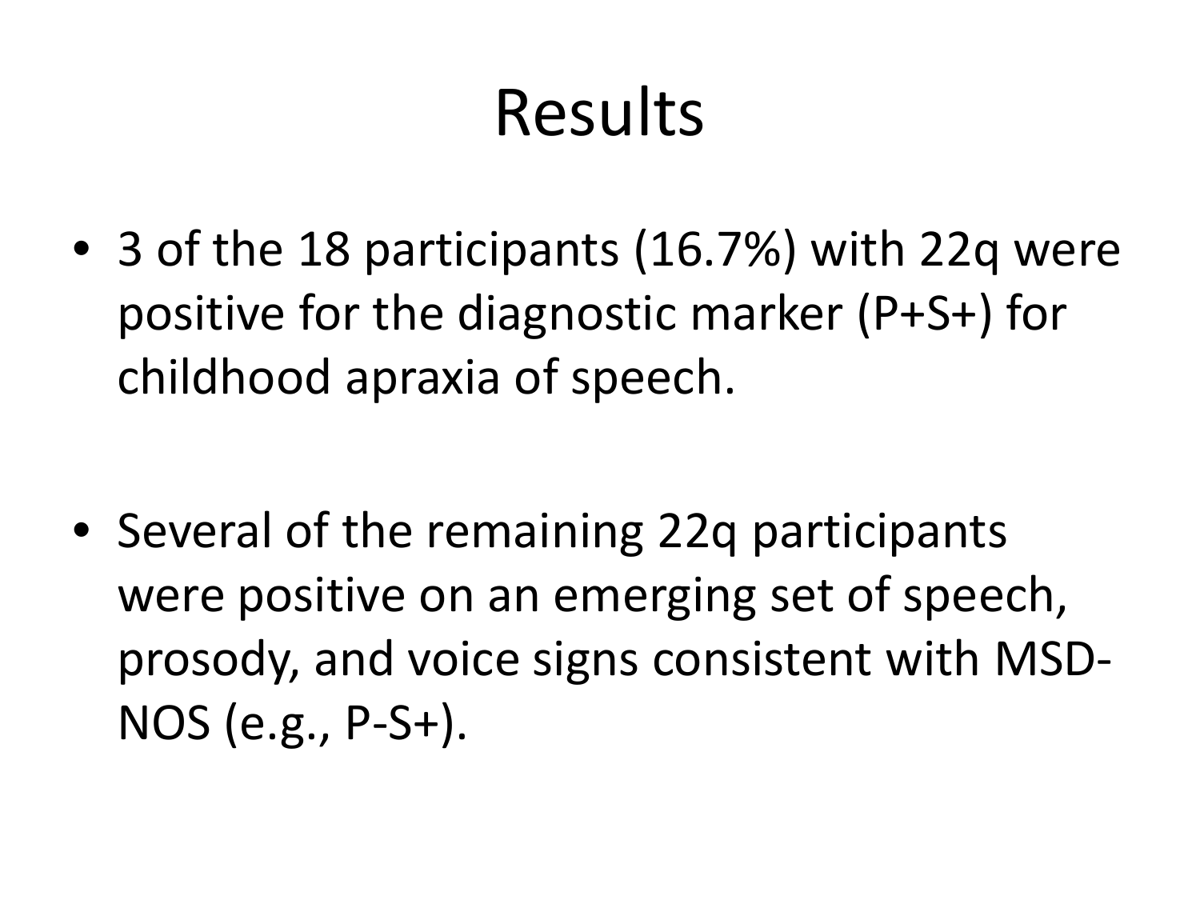# Results

- 3 of the 18 participants (16.7%) with 22q were positive for the diagnostic marker (P+S+) for childhood apraxia of speech.

- Several of the remaining 22q participants were positive on an emerging set of speech, prosody, and voice signs consistent with MSD-NOS (e.g., P-S+).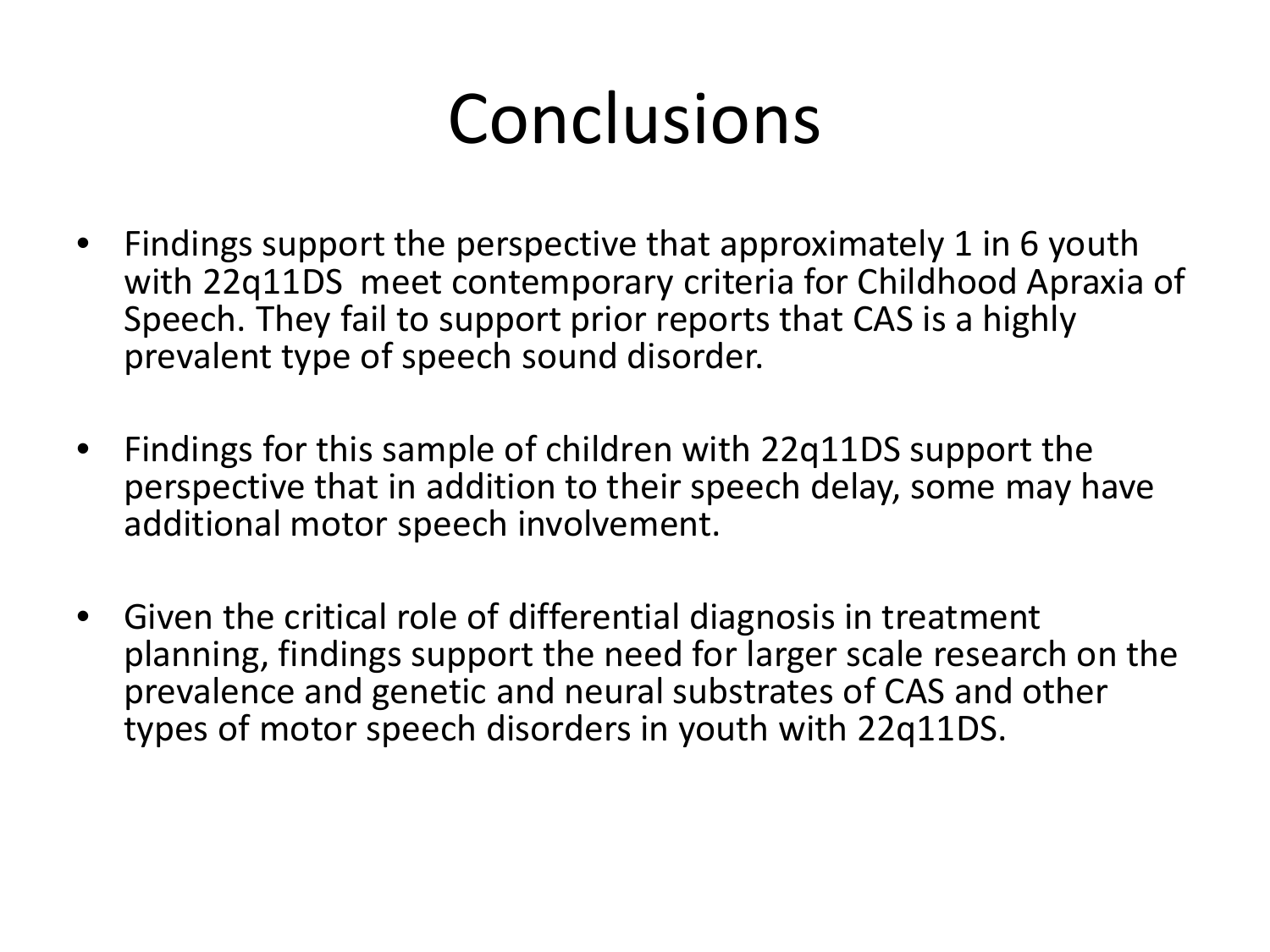# Conclusions

- Findings support the perspective that approximately 1 in 6 youth with 22q11DS meet contemporary criteria for Childhood Apraxia of Speech. They fail to support prior reports that CAS is a highly prevalent type of speech sound disorder.

- Findings for this sample of children with 22q11DS support the perspective that in addition to their speech delay, some may have additional motor speech involvement.

- Given the critical role of differential diagnosis in treatment planning, findings support the need for larger scale research on the prevalence and genetic and neural substrates of CAS and other types of motor speech disorders in youth with 22q11DS.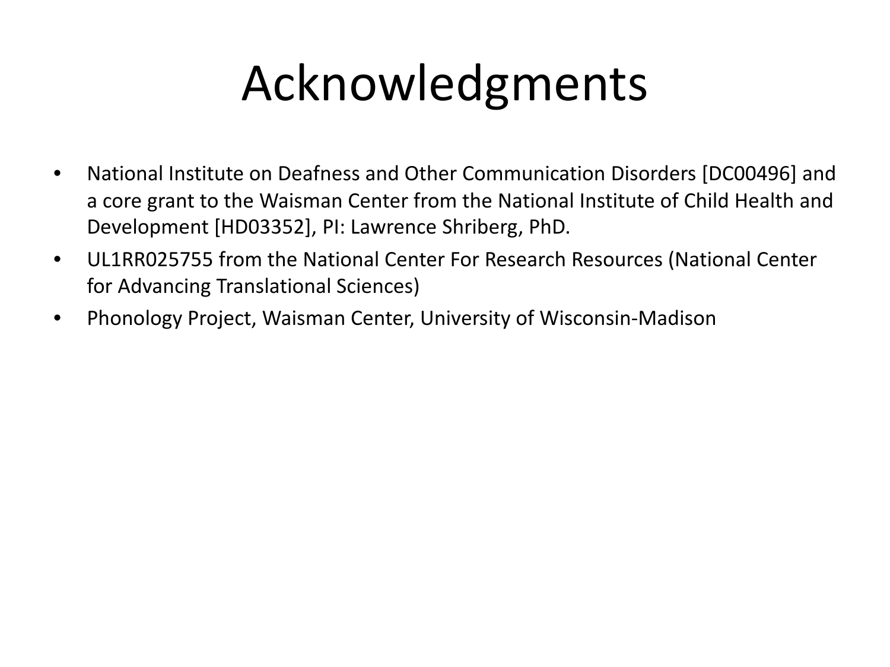# Acknowledgments

- National Institute on Deafness and Other Communication Disorders [DC00496] and a core grant to the Waisman Center from the National Institute of Child Health and Development [HD03352], PI: Lawrence Shriberg, PhD.
- UL1RR025755 from the National Center For Research Resources (National Center for Advancing Translational Sciences)
- Phonology Project, Waisman Center, University of Wisconsin-Madison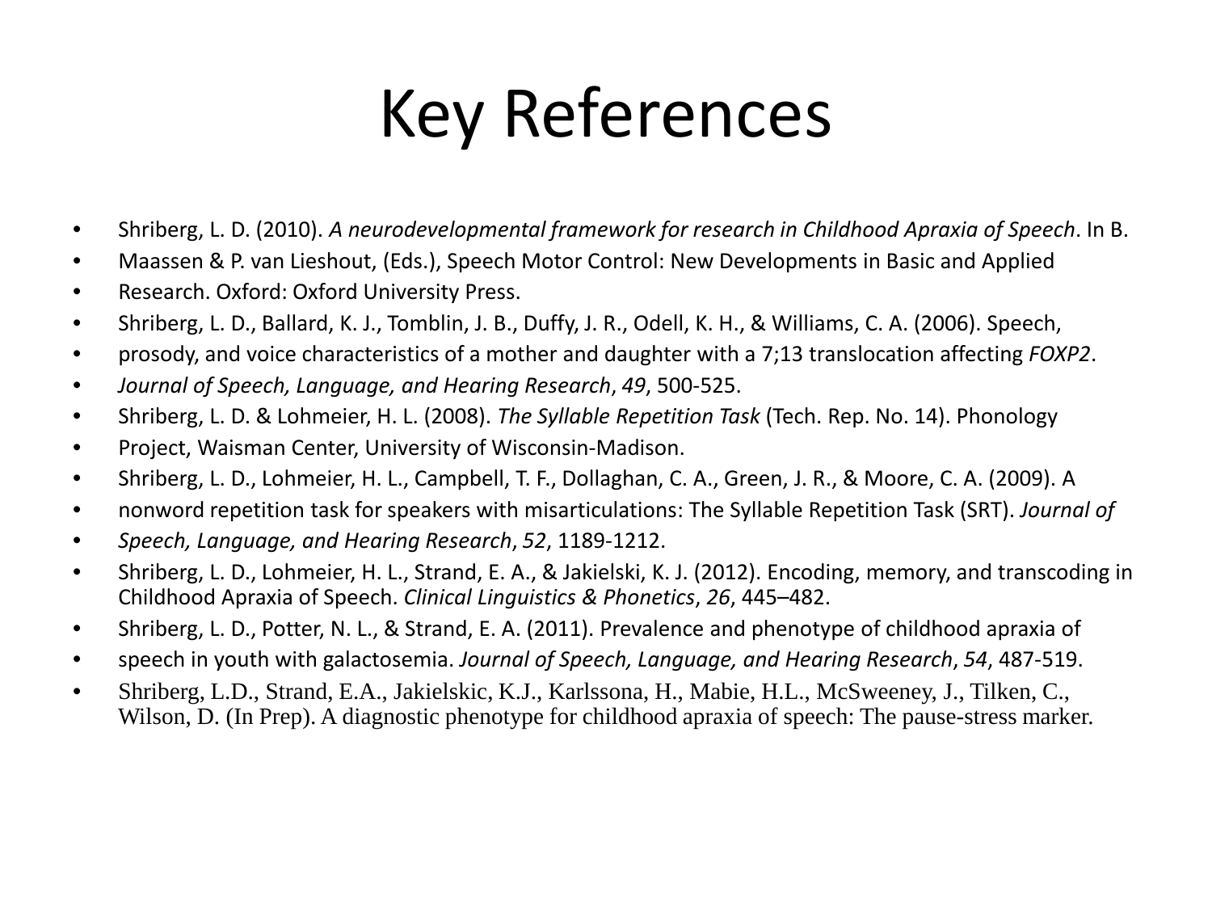# Key References

- Shriberg, L. D. (2010). *A neurodevelopmental framework for research in Childhood Apraxia of Speech*. In B.
- Maassen & P. van Lieshout, (Eds.), Speech Motor Control: New Developments in Basic and Applied
- Research. Oxford: Oxford University Press.
- Shriberg, L. D., Ballard, K. J., Tomblin, J. B., Duffy, J. R., Odell, K. H., & Williams, C. A. (2006). Speech,
- prosody, and voice characteristics of a mother and daughter with a 7;13 translocation affecting *FOXP2*.
- *Journal of Speech, Language, and Hearing Research*, *49*, 500-525.
- Shriberg, L. D. & Lohmeier, H. L. (2008). *The Syllable Repetition Task* (Tech. Rep. No. 14). Phonology
- Project, Waisman Center, University of Wisconsin-Madison.
- Shriberg, L. D., Lohmeier, H. L., Campbell, T. F., Dollaghan, C. A., Green, J. R., & Moore, C. A. (2009). A
- nonword repetition task for speakers with misarticulations: The Syllable Repetition Task (SRT). *Journal of*
- *Speech, Language, and Hearing Research*, *52*, 1189-1212.
- Shriberg, L. D., Lohmeier, H. L., Strand, E. A., & Jakielski, K. J. (2012). Encoding, memory, and transcoding in Childhood Apraxia of Speech. *Clinical Linguistics & Phonetics*, *26*, 445–482.
- Shriberg, L. D., Potter, N. L., & Strand, E. A. (2011). Prevalence and phenotype of childhood apraxia of
- speech in youth with galactosemia. *Journal of Speech, Language, and Hearing Research*, *54*, 487-519.
- Shriberg, L.D., Strand, E.A., Jakielskic, K.J., Karlssona, H., Mabie, H.L., McSweeney, J., Tilken, C., Wilson, D. (In Prep). A diagnostic phenotype for childhood apraxia of speech: The pause-stress marker.